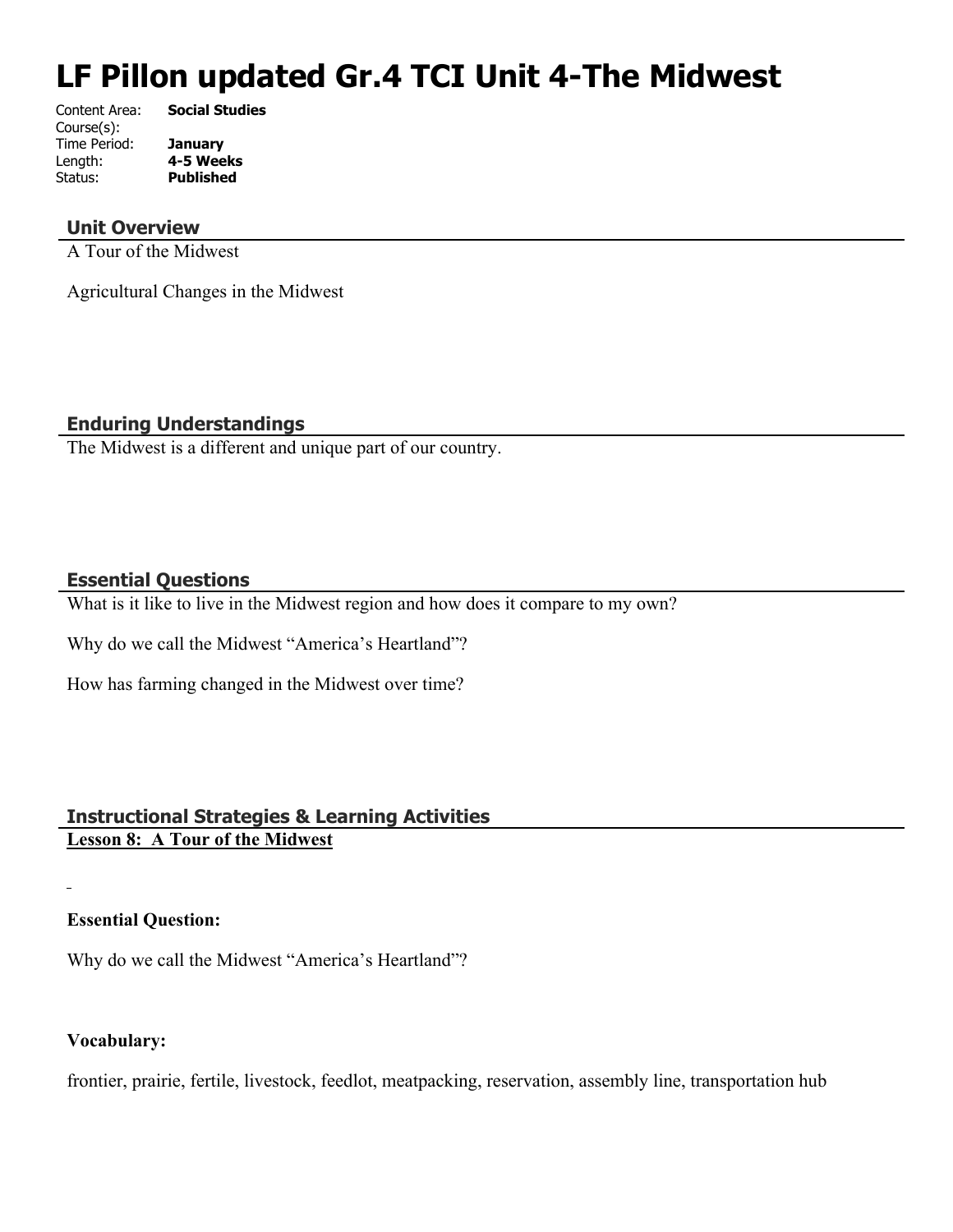# LF Pillon updated Gr.4 TCI Unit 4-The Midwest

| | |
|---|---|
| Content Area: | **Social Studies** |
| Course(s): | |
| Time Period: | **January** |
| Length: | **4-5 Weeks** |
| Status: | **Published** |

## Unit Overview

A Tour of the Midwest

Agricultural Changes in the Midwest

## Enduring Understandings

The Midwest is a different and unique part of our country.

## Essential Questions

What is it like to live in the Midwest region and how does it compare to my own?

Why do we call the Midwest "America's Heartland"?

How has farming changed in the Midwest over time?

## Instructional Strategies & Learning Activities

**Lesson 8: A Tour of the Midwest**

**Essential Question:**

Why do we call the Midwest "America's Heartland"?

**Vocabulary:**

frontier, prairie, fertile, livestock, feedlot, meatpacking, reservation, assembly line, transportation hub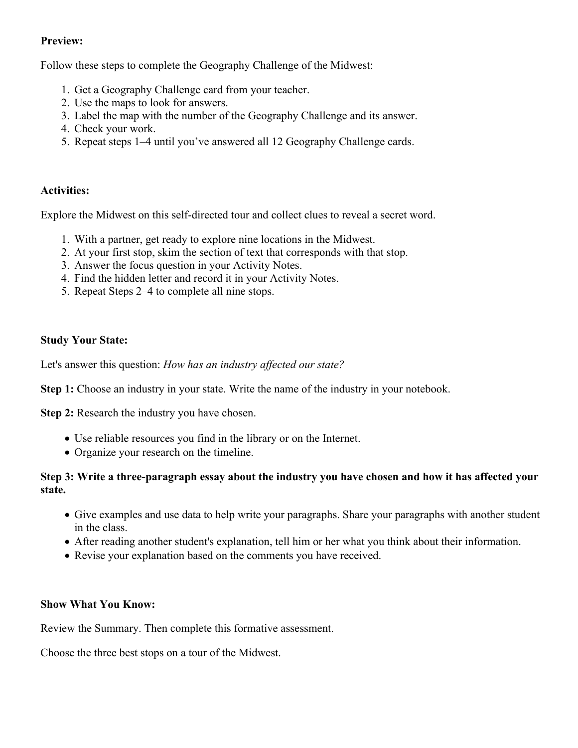**Preview:**

Follow these steps to complete the Geography Challenge of the Midwest:

1. Get a Geography Challenge card from your teacher.
2. Use the maps to look for answers.
3. Label the map with the number of the Geography Challenge and its answer.
4. Check your work.
5. Repeat steps 1–4 until you've answered all 12 Geography Challenge cards.

**Activities:**

Explore the Midwest on this self-directed tour and collect clues to reveal a secret word.

1. With a partner, get ready to explore nine locations in the Midwest.
2. At your first stop, skim the section of text that corresponds with that stop.
3. Answer the focus question in your Activity Notes.
4. Find the hidden letter and record it in your Activity Notes.
5. Repeat Steps 2–4 to complete all nine stops.

**Study Your State:**

Let's answer this question: *How has an industry affected our state?*

**Step 1:** Choose an industry in your state. Write the name of the industry in your notebook.

**Step 2:** Research the industry you have chosen.

- Use reliable resources you find in the library or on the Internet.
- Organize your research on the timeline.

**Step 3: Write a three-paragraph essay about the industry you have chosen and how it has affected your state.**

- Give examples and use data to help write your paragraphs. Share your paragraphs with another student in the class.
- After reading another student's explanation, tell him or her what you think about their information.
- Revise your explanation based on the comments you have received.

**Show What You Know:**

Review the Summary. Then complete this formative assessment.

Choose the three best stops on a tour of the Midwest.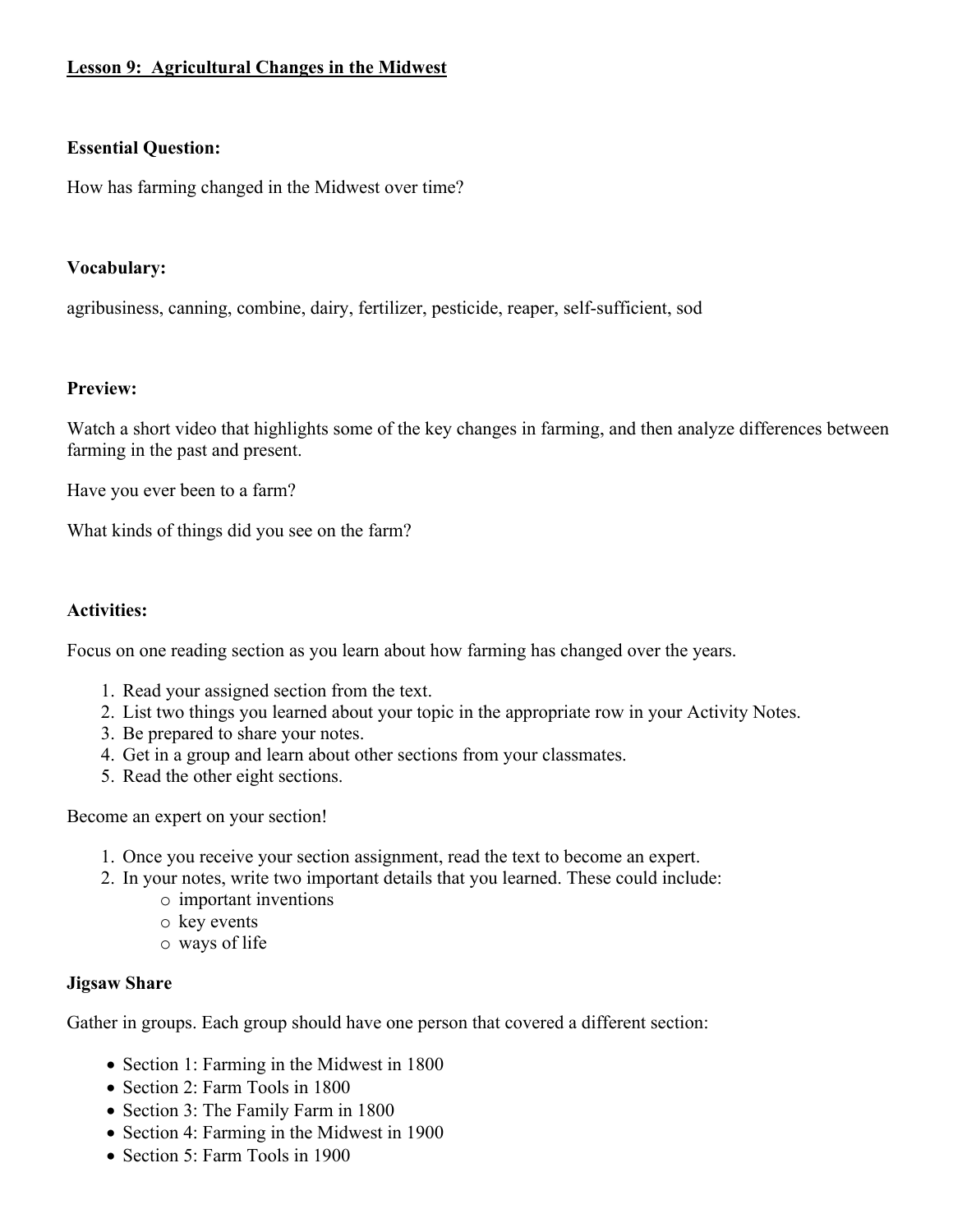# Lesson 9: Agricultural Changes in the Midwest

**Essential Question:**

How has farming changed in the Midwest over time?

**Vocabulary:**

agribusiness, canning, combine, dairy, fertilizer, pesticide, reaper, self-sufficient, sod

**Preview:**

Watch a short video that highlights some of the key changes in farming, and then analyze differences between farming in the past and present.

Have you ever been to a farm?

What kinds of things did you see on the farm?

**Activities:**

Focus on one reading section as you learn about how farming has changed over the years.

1. Read your assigned section from the text.
2. List two things you learned about your topic in the appropriate row in your Activity Notes.
3. Be prepared to share your notes.
4. Get in a group and learn about other sections from your classmates.
5. Read the other eight sections.

Become an expert on your section!

1. Once you receive your section assignment, read the text to become an expert.
2. In your notes, write two important details that you learned. These could include:
    - important inventions
    - key events
    - ways of life

**Jigsaw Share**

Gather in groups. Each group should have one person that covered a different section:

- Section 1: Farming in the Midwest in 1800
- Section 2: Farm Tools in 1800
- Section 3: The Family Farm in 1800
- Section 4: Farming in the Midwest in 1900
- Section 5: Farm Tools in 1900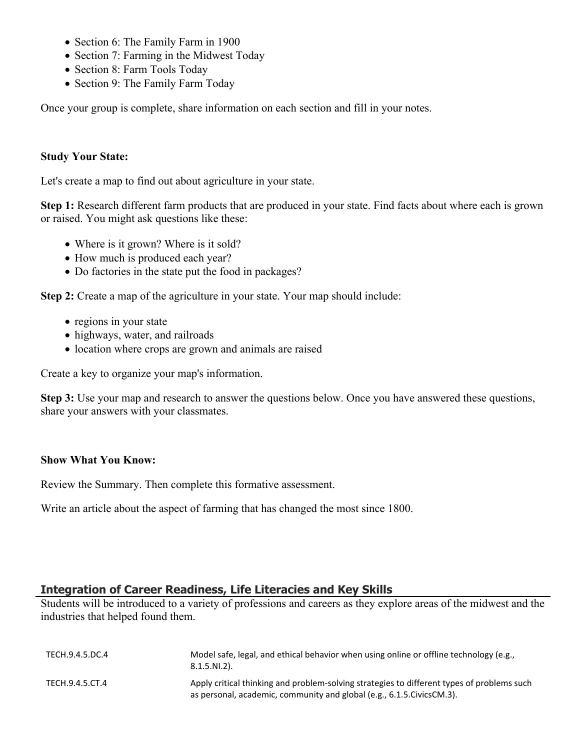- Section 6: The Family Farm in 1900
- Section 7: Farming in the Midwest Today
- Section 8: Farm Tools Today
- Section 9: The Family Farm Today

Once your group is complete, share information on each section and fill in your notes.

**Study Your State:**

Let's create a map to find out about agriculture in your state.

**Step 1:** Research different farm products that are produced in your state. Find facts about where each is grown or raised. You might ask questions like these:

- Where is it grown? Where is it sold?
- How much is produced each year?
- Do factories in the state put the food in packages?

**Step 2:** Create a map of the agriculture in your state. Your map should include:

- regions in your state
- highways, water, and railroads
- location where crops are grown and animals are raised

Create a key to organize your map's information.

**Step 3:** Use your map and research to answer the questions below. Once you have answered these questions, share your answers with your classmates.

**Show What You Know:**

Review the Summary. Then complete this formative assessment.

Write an article about the aspect of farming that has changed the most since 1800.

## Integration of Career Readiness, Life Literacies and Key Skills

Students will be introduced to a variety of professions and careers as they explore areas of the midwest and the industries that helped found them.

| | |
|---|---|
| TECH.9.4.5.DC.4 | Model safe, legal, and ethical behavior when using online or offline technology (e.g., 8.1.5.NI.2). |
| TECH.9.4.5.CT.4 | Apply critical thinking and problem-solving strategies to different types of problems such as personal, academic, community and global (e.g., 6.1.5.CivicsCM.3). |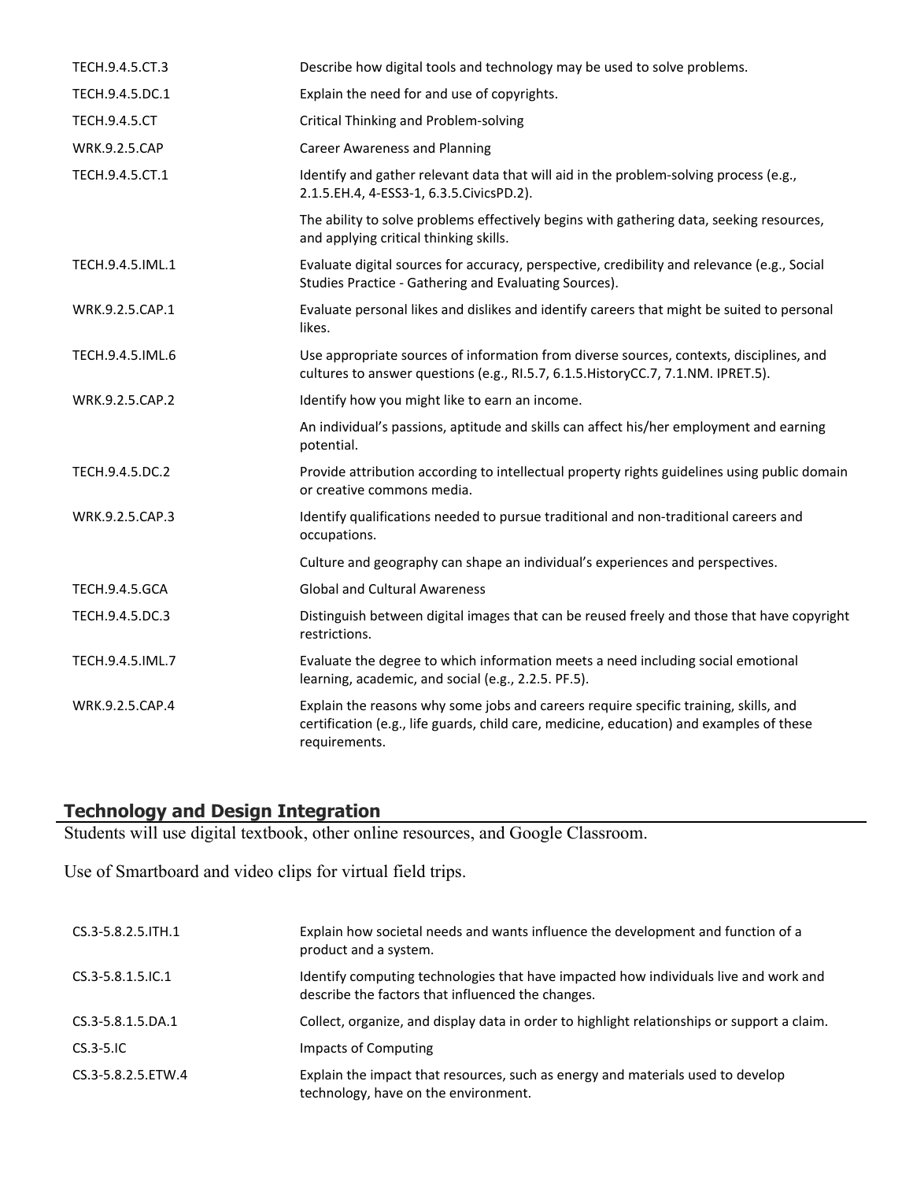| | |
|---|---|
| TECH.9.4.5.CT.3 | Describe how digital tools and technology may be used to solve problems. |
| TECH.9.4.5.DC.1 | Explain the need for and use of copyrights. |
| TECH.9.4.5.CT | Critical Thinking and Problem-solving |
| WRK.9.2.5.CAP | Career Awareness and Planning |
| TECH.9.4.5.CT.1 | Identify and gather relevant data that will aid in the problem-solving process (e.g., 2.1.5.EH.4, 4-ESS3-1, 6.3.5.CivicsPD.2). |
| | The ability to solve problems effectively begins with gathering data, seeking resources, and applying critical thinking skills. |
| TECH.9.4.5.IML.1 | Evaluate digital sources for accuracy, perspective, credibility and relevance (e.g., Social Studies Practice - Gathering and Evaluating Sources). |
| WRK.9.2.5.CAP.1 | Evaluate personal likes and dislikes and identify careers that might be suited to personal likes. |
| TECH.9.4.5.IML.6 | Use appropriate sources of information from diverse sources, contexts, disciplines, and cultures to answer questions (e.g., RI.5.7, 6.1.5.HistoryCC.7, 7.1.NM. IPRET.5). |
| WRK.9.2.5.CAP.2 | Identify how you might like to earn an income. |
| | An individual's passions, aptitude and skills can affect his/her employment and earning potential. |
| TECH.9.4.5.DC.2 | Provide attribution according to intellectual property rights guidelines using public domain or creative commons media. |
| WRK.9.2.5.CAP.3 | Identify qualifications needed to pursue traditional and non-traditional careers and occupations. |
| | Culture and geography can shape an individual's experiences and perspectives. |
| TECH.9.4.5.GCA | Global and Cultural Awareness |
| TECH.9.4.5.DC.3 | Distinguish between digital images that can be reused freely and those that have copyright restrictions. |
| TECH.9.4.5.IML.7 | Evaluate the degree to which information meets a need including social emotional learning, academic, and social (e.g., 2.2.5. PF.5). |
| WRK.9.2.5.CAP.4 | Explain the reasons why some jobs and careers require specific training, skills, and certification (e.g., life guards, child care, medicine, education) and examples of these requirements. |

## Technology and Design Integration

Students will use digital textbook, other online resources, and Google Classroom.

Use of Smartboard and video clips for virtual field trips.

| | |
|---|---|
| CS.3-5.8.2.5.ITH.1 | Explain how societal needs and wants influence the development and function of a product and a system. |
| CS.3-5.8.1.5.IC.1 | Identify computing technologies that have impacted how individuals live and work and describe the factors that influenced the changes. |
| CS.3-5.8.1.5.DA.1 | Collect, organize, and display data in order to highlight relationships or support a claim. |
| CS.3-5.IC | Impacts of Computing |
| CS.3-5.8.2.5.ETW.4 | Explain the impact that resources, such as energy and materials used to develop technology, have on the environment. |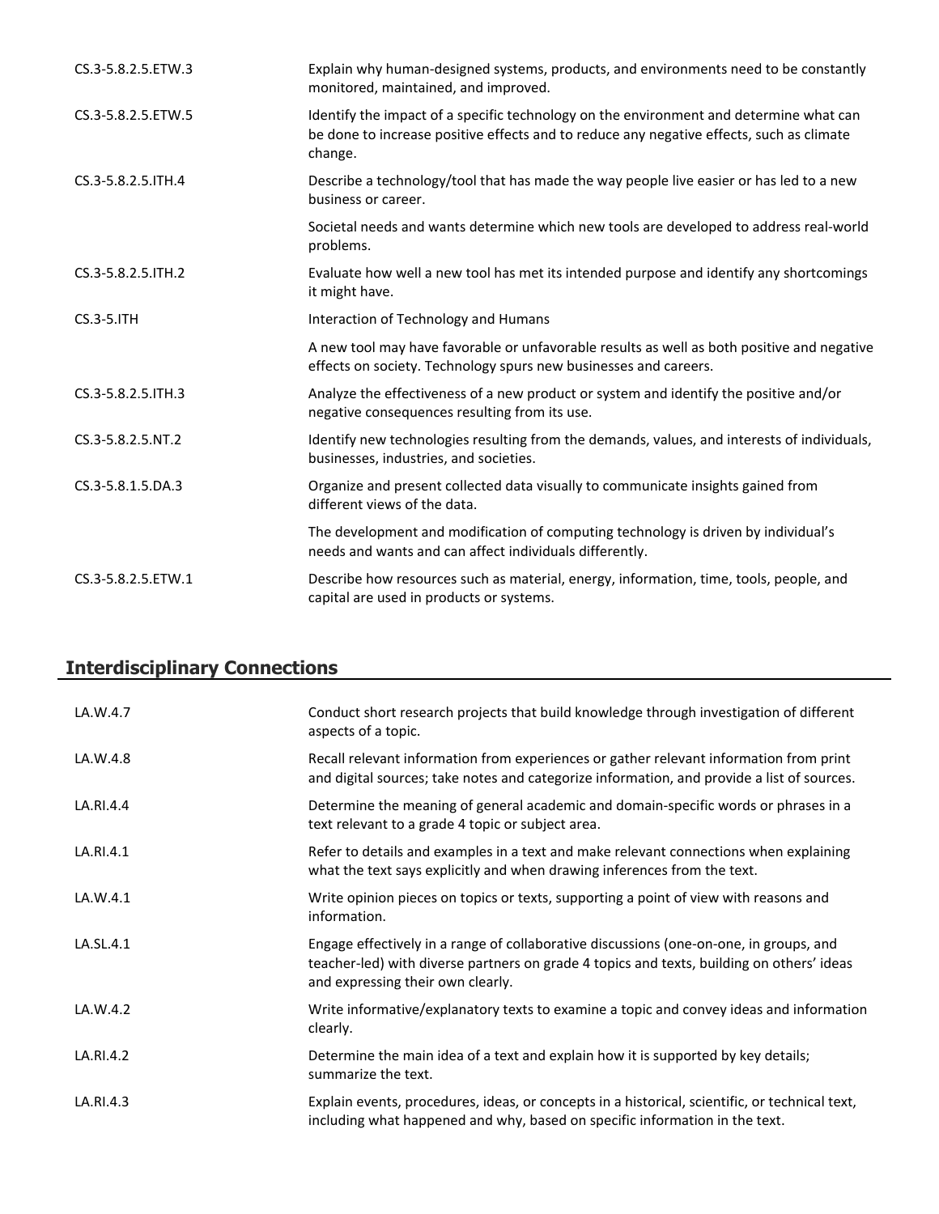| | |
|---|---|
| CS.3-5.8.2.5.ETW.3 | Explain why human-designed systems, products, and environments need to be constantly monitored, maintained, and improved. |
| CS.3-5.8.2.5.ETW.5 | Identify the impact of a specific technology on the environment and determine what can be done to increase positive effects and to reduce any negative effects, such as climate change. |
| CS.3-5.8.2.5.ITH.4 | Describe a technology/tool that has made the way people live easier or has led to a new business or career. |
| | Societal needs and wants determine which new tools are developed to address real-world problems. |
| CS.3-5.8.2.5.ITH.2 | Evaluate how well a new tool has met its intended purpose and identify any shortcomings it might have. |
| CS.3-5.ITH | Interaction of Technology and Humans |
| | A new tool may have favorable or unfavorable results as well as both positive and negative effects on society. Technology spurs new businesses and careers. |
| CS.3-5.8.2.5.ITH.3 | Analyze the effectiveness of a new product or system and identify the positive and/or negative consequences resulting from its use. |
| CS.3-5.8.2.5.NT.2 | Identify new technologies resulting from the demands, values, and interests of individuals, businesses, industries, and societies. |
| CS.3-5.8.1.5.DA.3 | Organize and present collected data visually to communicate insights gained from different views of the data. |
| | The development and modification of computing technology is driven by individual's needs and wants and can affect individuals differently. |
| CS.3-5.8.2.5.ETW.1 | Describe how resources such as material, energy, information, time, tools, people, and capital are used in products or systems. |

## Interdisciplinary Connections

| | |
|---|---|
| LA.W.4.7 | Conduct short research projects that build knowledge through investigation of different aspects of a topic. |
| LA.W.4.8 | Recall relevant information from experiences or gather relevant information from print and digital sources; take notes and categorize information, and provide a list of sources. |
| LA.RI.4.4 | Determine the meaning of general academic and domain-specific words or phrases in a text relevant to a grade 4 topic or subject area. |
| LA.RI.4.1 | Refer to details and examples in a text and make relevant connections when explaining what the text says explicitly and when drawing inferences from the text. |
| LA.W.4.1 | Write opinion pieces on topics or texts, supporting a point of view with reasons and information. |
| LA.SL.4.1 | Engage effectively in a range of collaborative discussions (one-on-one, in groups, and teacher-led) with diverse partners on grade 4 topics and texts, building on others' ideas and expressing their own clearly. |
| LA.W.4.2 | Write informative/explanatory texts to examine a topic and convey ideas and information clearly. |
| LA.RI.4.2 | Determine the main idea of a text and explain how it is supported by key details; summarize the text. |
| LA.RI.4.3 | Explain events, procedures, ideas, or concepts in a historical, scientific, or technical text, including what happened and why, based on specific information in the text. |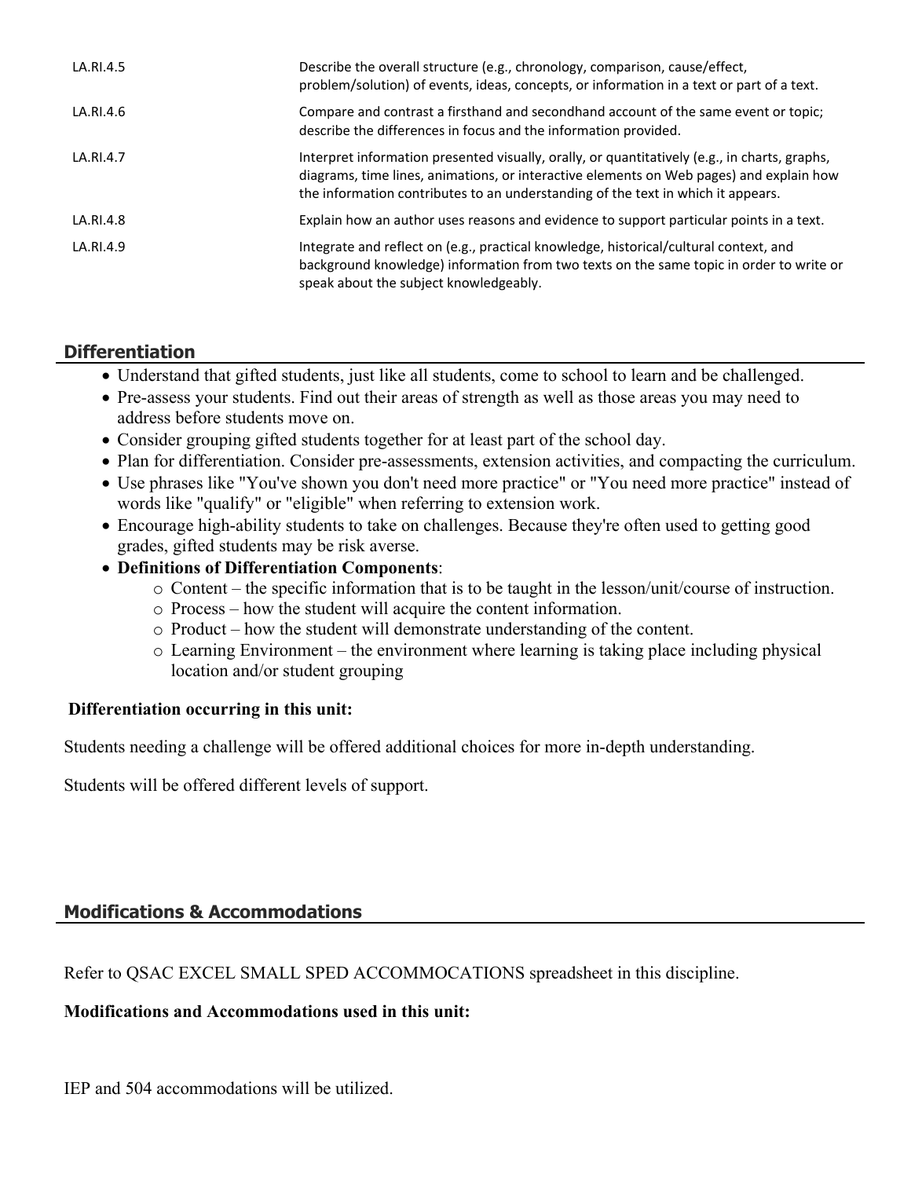| | |
|---|---|
| LA.RI.4.5 | Describe the overall structure (e.g., chronology, comparison, cause/effect, problem/solution) of events, ideas, concepts, or information in a text or part of a text. |
| LA.RI.4.6 | Compare and contrast a firsthand and secondhand account of the same event or topic; describe the differences in focus and the information provided. |
| LA.RI.4.7 | Interpret information presented visually, orally, or quantitatively (e.g., in charts, graphs, diagrams, time lines, animations, or interactive elements on Web pages) and explain how the information contributes to an understanding of the text in which it appears. |
| LA.RI.4.8 | Explain how an author uses reasons and evidence to support particular points in a text. |
| LA.RI.4.9 | Integrate and reflect on (e.g., practical knowledge, historical/cultural context, and background knowledge) information from two texts on the same topic in order to write or speak about the subject knowledgeably. |

## Differentiation

- Understand that gifted students, just like all students, come to school to learn and be challenged.
- Pre-assess your students. Find out their areas of strength as well as those areas you may need to address before students move on.
- Consider grouping gifted students together for at least part of the school day.
- Plan for differentiation. Consider pre-assessments, extension activities, and compacting the curriculum.
- Use phrases like "You've shown you don't need more practice" or "You need more practice" instead of words like "qualify" or "eligible" when referring to extension work.
- Encourage high-ability students to take on challenges. Because they're often used to getting good grades, gifted students may be risk averse.
- **Definitions of Differentiation Components**:
  - Content – the specific information that is to be taught in the lesson/unit/course of instruction.
  - Process – how the student will acquire the content information.
  - Product – how the student will demonstrate understanding of the content.
  - Learning Environment – the environment where learning is taking place including physical location and/or student grouping

**Differentiation occurring in this unit:**

Students needing a challenge will be offered additional choices for more in-depth understanding.

Students will be offered different levels of support.

## Modifications & Accommodations

Refer to QSAC EXCEL SMALL SPED ACCOMMOCATIONS spreadsheet in this discipline.

**Modifications and Accommodations used in this unit:**

IEP and 504 accommodations will be utilized.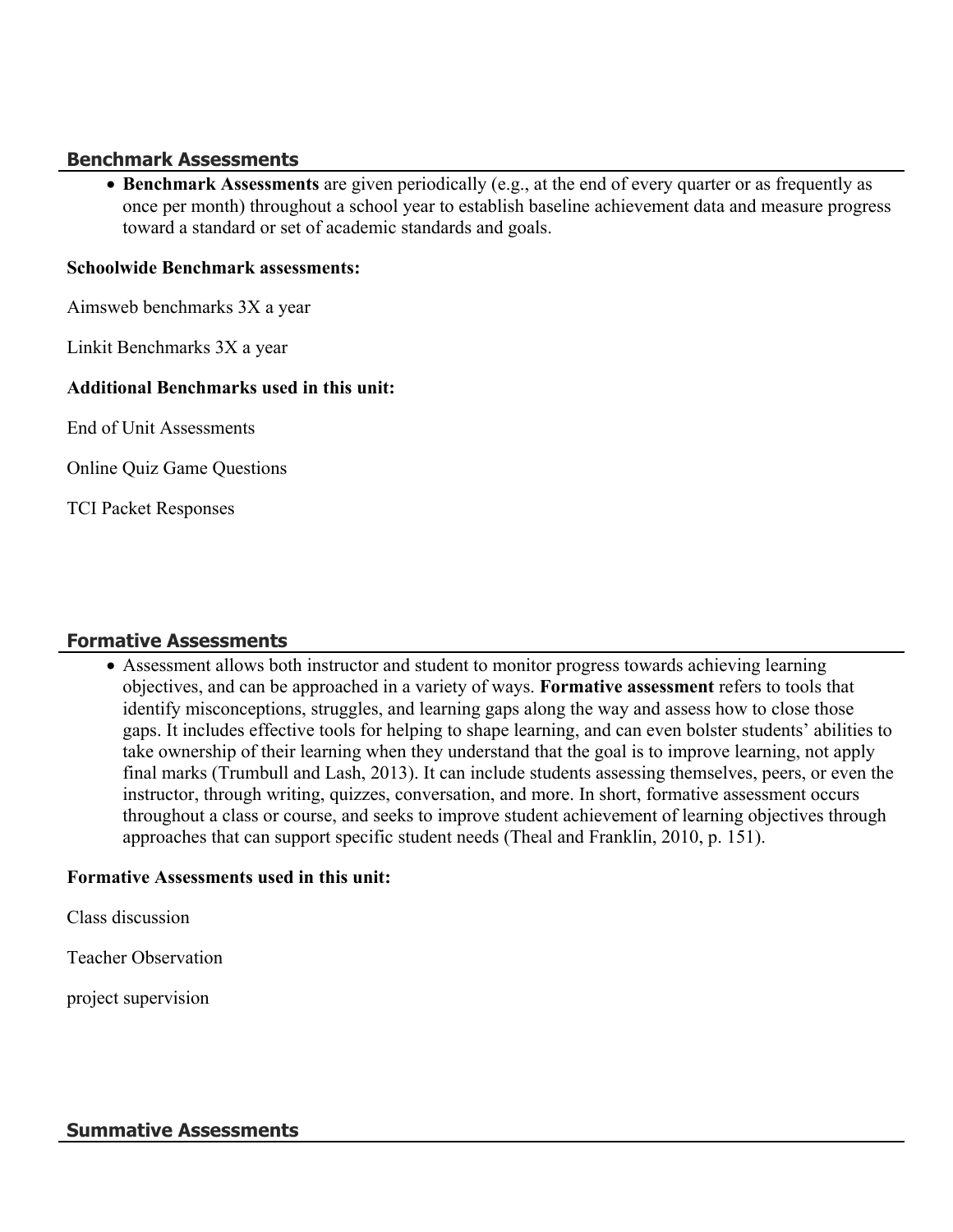## Benchmark Assessments

- **Benchmark Assessments** are given periodically (e.g., at the end of every quarter or as frequently as once per month) throughout a school year to establish baseline achievement data and measure progress toward a standard or set of academic standards and goals.

**Schoolwide Benchmark assessments:**

Aimsweb benchmarks 3X a year

Linkit Benchmarks 3X a year

**Additional Benchmarks used in this unit:**

End of Unit Assessments

Online Quiz Game Questions

TCI Packet Responses

## Formative Assessments

- Assessment allows both instructor and student to monitor progress towards achieving learning objectives, and can be approached in a variety of ways. **Formative assessment** refers to tools that identify misconceptions, struggles, and learning gaps along the way and assess how to close those gaps. It includes effective tools for helping to shape learning, and can even bolster students' abilities to take ownership of their learning when they understand that the goal is to improve learning, not apply final marks (Trumbull and Lash, 2013). It can include students assessing themselves, peers, or even the instructor, through writing, quizzes, conversation, and more. In short, formative assessment occurs throughout a class or course, and seeks to improve student achievement of learning objectives through approaches that can support specific student needs (Theal and Franklin, 2010, p. 151).

**Formative Assessments used in this unit:**

Class discussion

Teacher Observation

project supervision

## Summative Assessments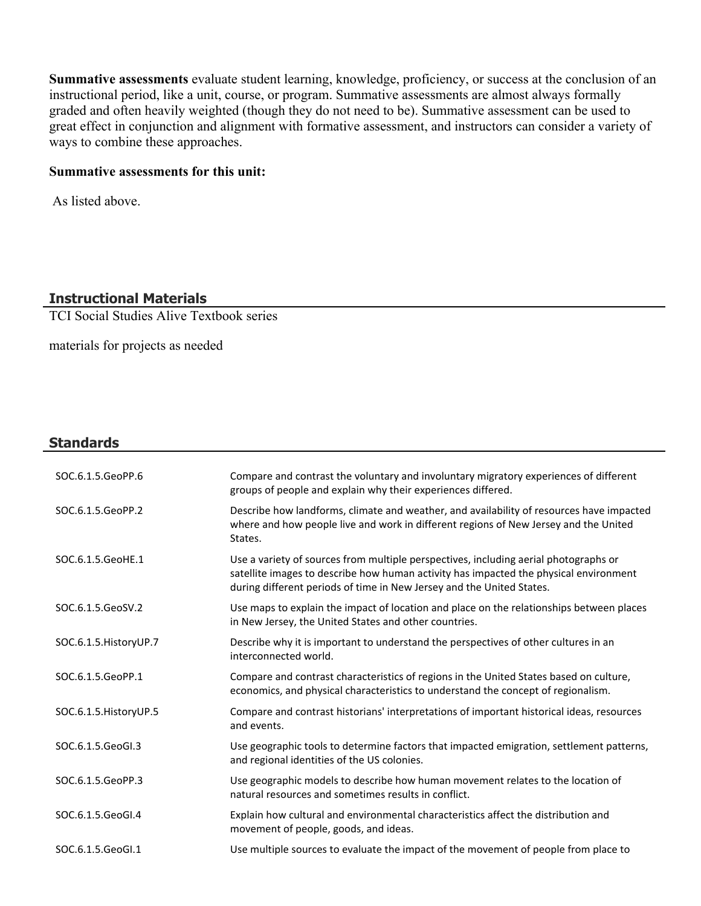**Summative assessments** evaluate student learning, knowledge, proficiency, or success at the conclusion of an instructional period, like a unit, course, or program. Summative assessments are almost always formally graded and often heavily weighted (though they do not need to be). Summative assessment can be used to great effect in conjunction and alignment with formative assessment, and instructors can consider a variety of ways to combine these approaches.

**Summative assessments for this unit:**

As listed above.

## Instructional Materials

TCI Social Studies Alive Textbook series

materials for projects as needed

## Standards

| | |
|---|---|
| SOC.6.1.5.GeoPP.6 | Compare and contrast the voluntary and involuntary migratory experiences of different groups of people and explain why their experiences differed. |
| SOC.6.1.5.GeoPP.2 | Describe how landforms, climate and weather, and availability of resources have impacted where and how people live and work in different regions of New Jersey and the United States. |
| SOC.6.1.5.GeoHE.1 | Use a variety of sources from multiple perspectives, including aerial photographs or satellite images to describe how human activity has impacted the physical environment during different periods of time in New Jersey and the United States. |
| SOC.6.1.5.GeoSV.2 | Use maps to explain the impact of location and place on the relationships between places in New Jersey, the United States and other countries. |
| SOC.6.1.5.HistoryUP.7 | Describe why it is important to understand the perspectives of other cultures in an interconnected world. |
| SOC.6.1.5.GeoPP.1 | Compare and contrast characteristics of regions in the United States based on culture, economics, and physical characteristics to understand the concept of regionalism. |
| SOC.6.1.5.HistoryUP.5 | Compare and contrast historians' interpretations of important historical ideas, resources and events. |
| SOC.6.1.5.GeoGI.3 | Use geographic tools to determine factors that impacted emigration, settlement patterns, and regional identities of the US colonies. |
| SOC.6.1.5.GeoPP.3 | Use geographic models to describe how human movement relates to the location of natural resources and sometimes results in conflict. |
| SOC.6.1.5.GeoGI.4 | Explain how cultural and environmental characteristics affect the distribution and movement of people, goods, and ideas. |
| SOC.6.1.5.GeoGI.1 | Use multiple sources to evaluate the impact of the movement of people from place to |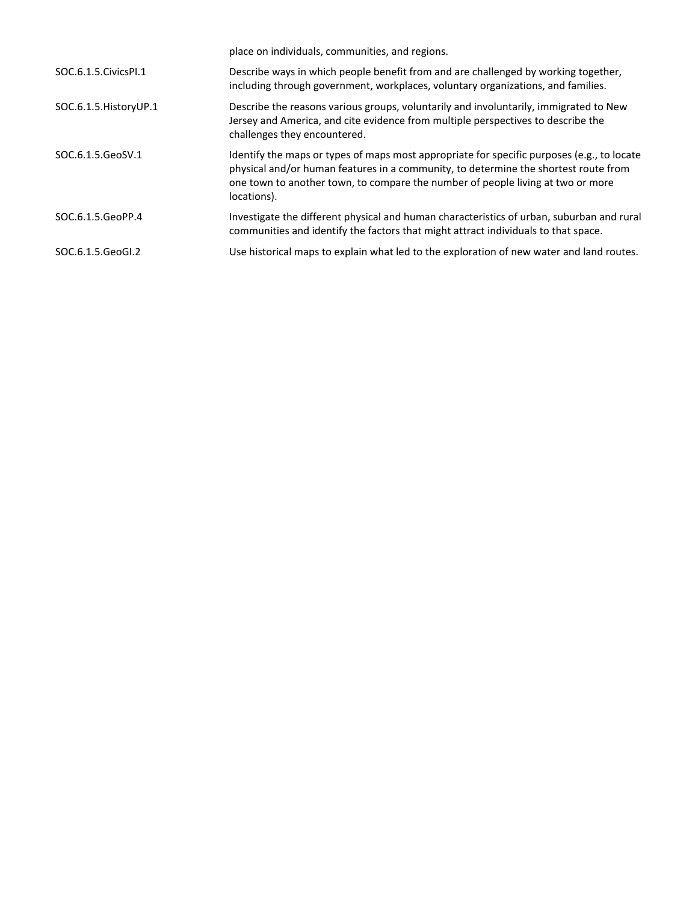| | |
|---|---|
| | place on individuals, communities, and regions. |
| SOC.6.1.5.CivicsPI.1 | Describe ways in which people benefit from and are challenged by working together, including through government, workplaces, voluntary organizations, and families. |
| SOC.6.1.5.HistoryUP.1 | Describe the reasons various groups, voluntarily and involuntarily, immigrated to New Jersey and America, and cite evidence from multiple perspectives to describe the challenges they encountered. |
| SOC.6.1.5.GeoSV.1 | Identify the maps or types of maps most appropriate for specific purposes (e.g., to locate physical and/or human features in a community, to determine the shortest route from one town to another town, to compare the number of people living at two or more locations). |
| SOC.6.1.5.GeoPP.4 | Investigate the different physical and human characteristics of urban, suburban and rural communities and identify the factors that might attract individuals to that space. |
| SOC.6.1.5.GeoGI.2 | Use historical maps to explain what led to the exploration of new water and land routes. |